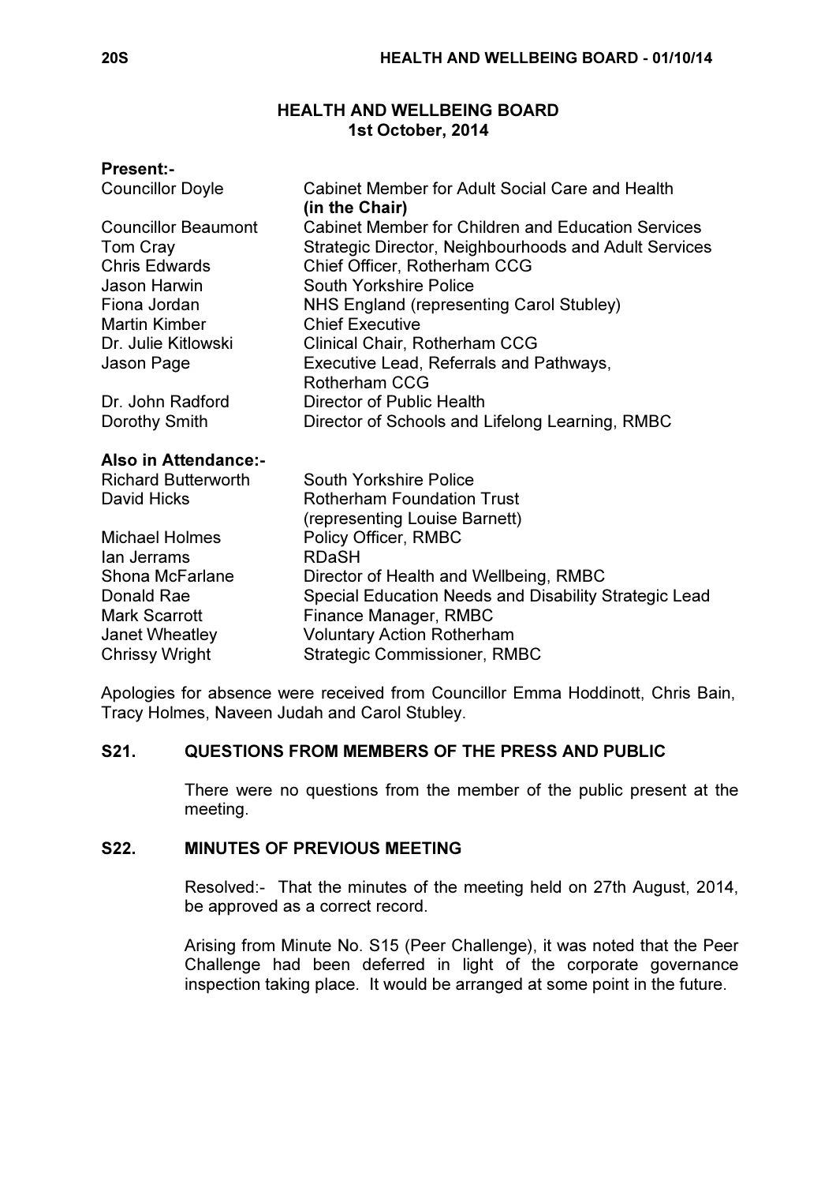# HEALTH AND WELLBEING BOARD
## 1st October, 2014

**Present:-**

| | |
|---|---|
| Councillor Doyle | Cabinet Member for Adult Social Care and Health **(in the Chair)** |
| Councillor Beaumont | Cabinet Member for Children and Education Services |
| Tom Cray | Strategic Director, Neighbourhoods and Adult Services |
| Chris Edwards | Chief Officer, Rotherham CCG |
| Jason Harwin | South Yorkshire Police |
| Fiona Jordan | NHS England (representing Carol Stubley) |
| Martin Kimber | Chief Executive |
| Dr. Julie Kitlowski | Clinical Chair, Rotherham CCG |
| Jason Page | Executive Lead, Referrals and Pathways, Rotherham CCG |
| Dr. John Radford | Director of Public Health |
| Dorothy Smith | Director of Schools and Lifelong Learning, RMBC |

**Also in Attendance:-**

| | |
|---|---|
| Richard Butterworth | South Yorkshire Police |
| David Hicks | Rotherham Foundation Trust (representing Louise Barnett) |
| Michael Holmes | Policy Officer, RMBC |
| Ian Jerrams | RDaSH |
| Shona McFarlane | Director of Health and Wellbeing, RMBC |
| Donald Rae | Special Education Needs and Disability Strategic Lead |
| Mark Scarrott | Finance Manager, RMBC |
| Janet Wheatley | Voluntary Action Rotherham |
| Chrissy Wright | Strategic Commissioner, RMBC |

Apologies for absence were received from Councillor Emma Hoddinott, Chris Bain, Tracy Holmes, Naveen Judah and Carol Stubley.

### S21. QUESTIONS FROM MEMBERS OF THE PRESS AND PUBLIC

There were no questions from the member of the public present at the meeting.

### S22. MINUTES OF PREVIOUS MEETING

Resolved:- That the minutes of the meeting held on 27th August, 2014, be approved as a correct record.

Arising from Minute No. S15 (Peer Challenge), it was noted that the Peer Challenge had been deferred in light of the corporate governance inspection taking place. It would be arranged at some point in the future.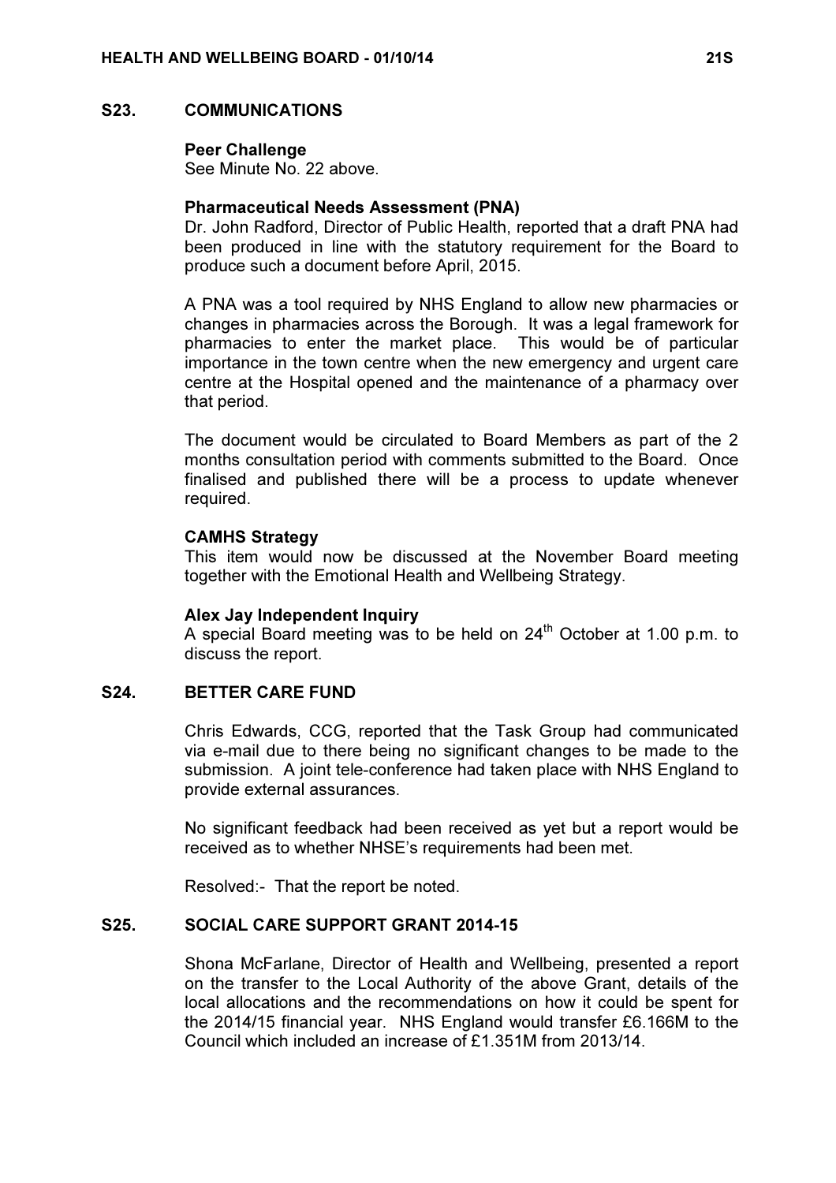## S23. COMMUNICATIONS

**Peer Challenge**
See Minute No. 22 above.

**Pharmaceutical Needs Assessment (PNA)**
Dr. John Radford, Director of Public Health, reported that a draft PNA had been produced in line with the statutory requirement for the Board to produce such a document before April, 2015.

A PNA was a tool required by NHS England to allow new pharmacies or changes in pharmacies across the Borough. It was a legal framework for pharmacies to enter the market place. This would be of particular importance in the town centre when the new emergency and urgent care centre at the Hospital opened and the maintenance of a pharmacy over that period.

The document would be circulated to Board Members as part of the 2 months consultation period with comments submitted to the Board. Once finalised and published there will be a process to update whenever required.

**CAMHS Strategy**
This item would now be discussed at the November Board meeting together with the Emotional Health and Wellbeing Strategy.

**Alex Jay Independent Inquiry**
A special Board meeting was to be held on 24th October at 1.00 p.m. to discuss the report.

## S24. BETTER CARE FUND

Chris Edwards, CCG, reported that the Task Group had communicated via e-mail due to there being no significant changes to be made to the submission. A joint tele-conference had taken place with NHS England to provide external assurances.

No significant feedback had been received as yet but a report would be received as to whether NHSE's requirements had been met.

Resolved:- That the report be noted.

## S25. SOCIAL CARE SUPPORT GRANT 2014-15

Shona McFarlane, Director of Health and Wellbeing, presented a report on the transfer to the Local Authority of the above Grant, details of the local allocations and the recommendations on how it could be spent for the 2014/15 financial year. NHS England would transfer £6.166M to the Council which included an increase of £1.351M from 2013/14.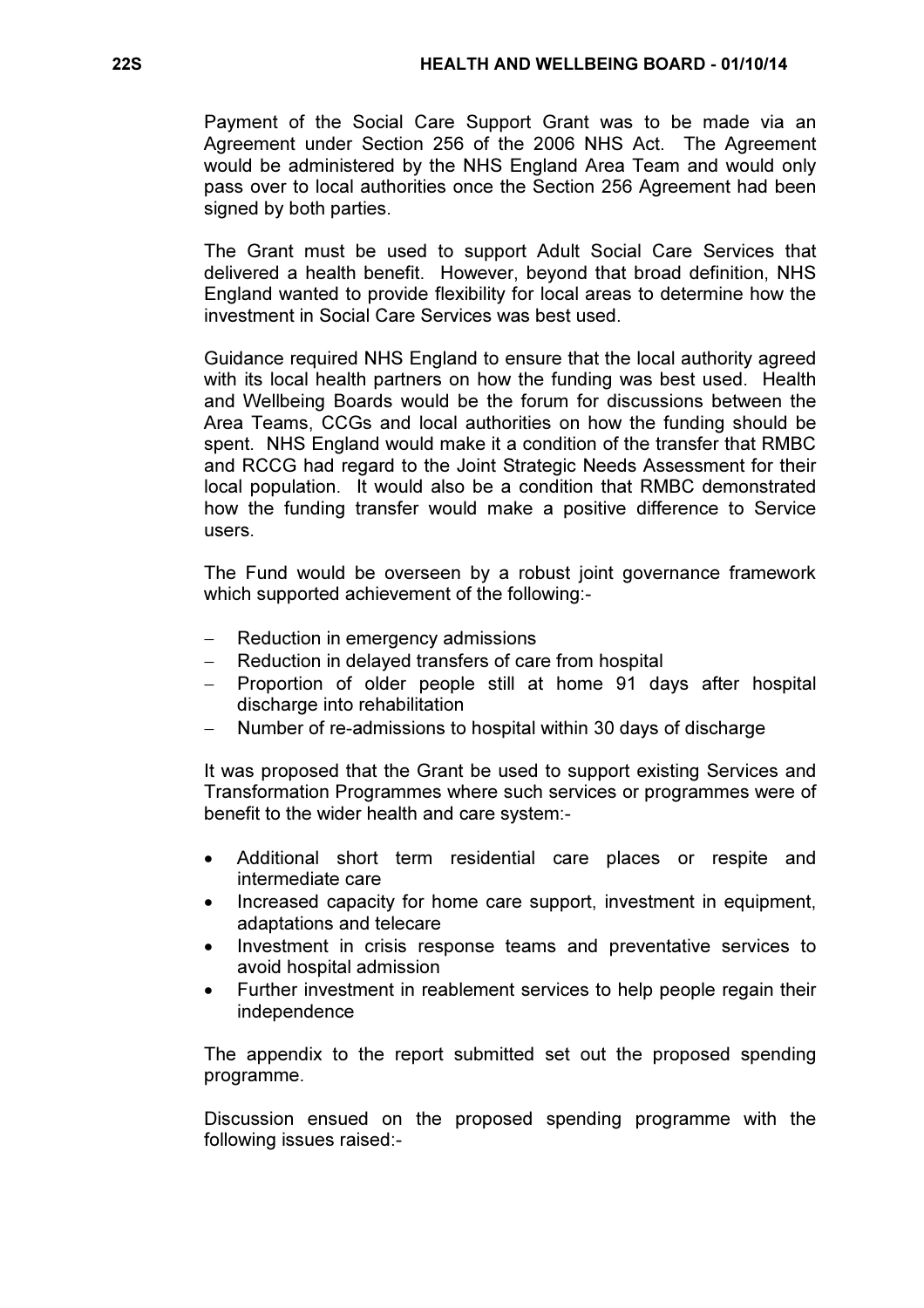Payment of the Social Care Support Grant was to be made via an Agreement under Section 256 of the 2006 NHS Act. The Agreement would be administered by the NHS England Area Team and would only pass over to local authorities once the Section 256 Agreement had been signed by both parties.

The Grant must be used to support Adult Social Care Services that delivered a health benefit. However, beyond that broad definition, NHS England wanted to provide flexibility for local areas to determine how the investment in Social Care Services was best used.

Guidance required NHS England to ensure that the local authority agreed with its local health partners on how the funding was best used. Health and Wellbeing Boards would be the forum for discussions between the Area Teams, CCGs and local authorities on how the funding should be spent. NHS England would make it a condition of the transfer that RMBC and RCCG had regard to the Joint Strategic Needs Assessment for their local population. It would also be a condition that RMBC demonstrated how the funding transfer would make a positive difference to Service users.

The Fund would be overseen by a robust joint governance framework which supported achievement of the following:-

- Reduction in emergency admissions
- Reduction in delayed transfers of care from hospital
- Proportion of older people still at home 91 days after hospital discharge into rehabilitation
- Number of re-admissions to hospital within 30 days of discharge

It was proposed that the Grant be used to support existing Services and Transformation Programmes where such services or programmes were of benefit to the wider health and care system:-

- Additional short term residential care places or respite and intermediate care
- Increased capacity for home care support, investment in equipment, adaptations and telecare
- Investment in crisis response teams and preventative services to avoid hospital admission
- Further investment in reablement services to help people regain their independence

The appendix to the report submitted set out the proposed spending programme.

Discussion ensued on the proposed spending programme with the following issues raised:-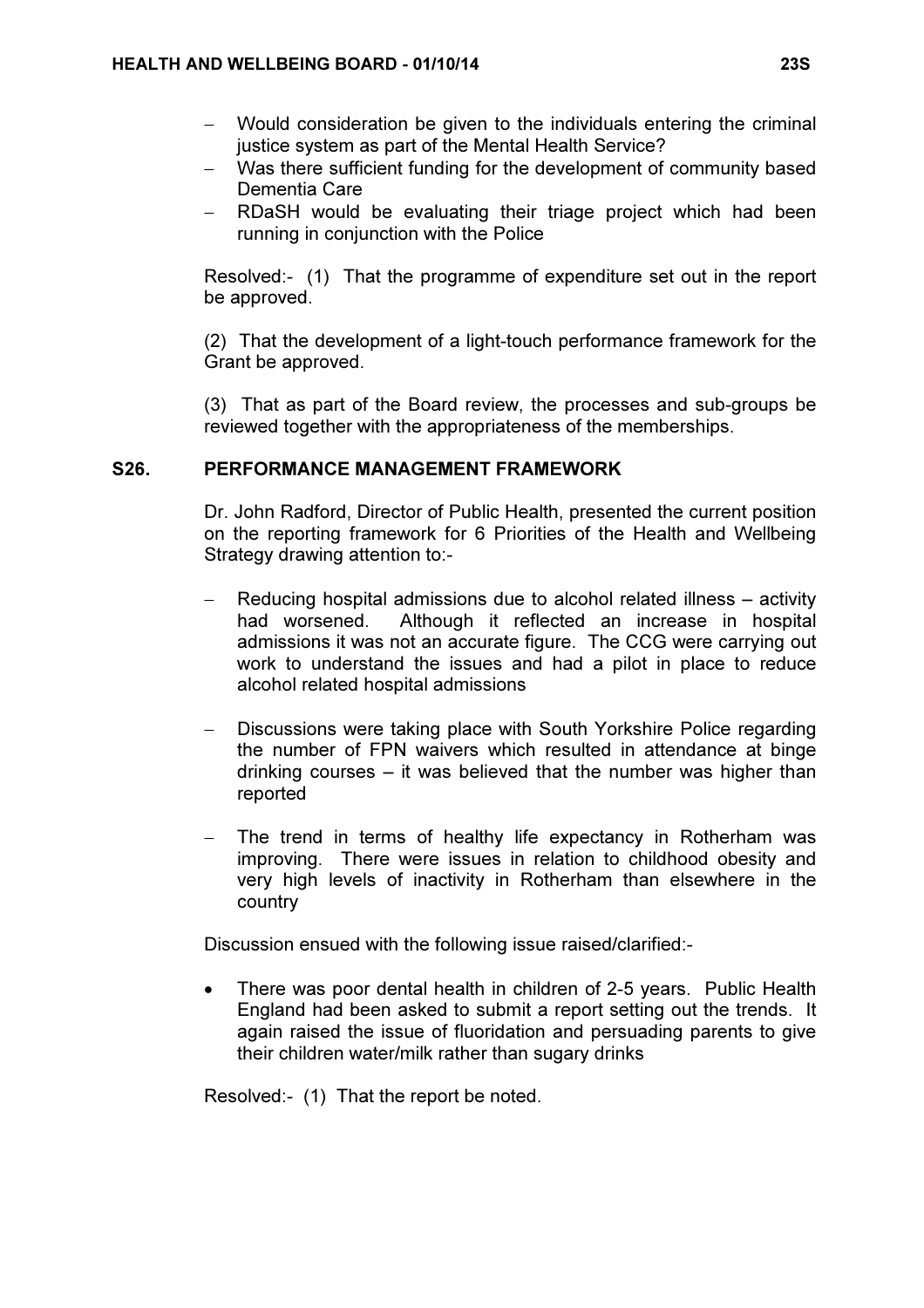- Would consideration be given to the individuals entering the criminal justice system as part of the Mental Health Service?
- Was there sufficient funding for the development of community based Dementia Care
- RDaSH would be evaluating their triage project which had been running in conjunction with the Police

Resolved:- (1) That the programme of expenditure set out in the report be approved.

(2) That the development of a light-touch performance framework for the Grant be approved.

(3) That as part of the Board review, the processes and sub-groups be reviewed together with the appropriateness of the memberships.

## S26. PERFORMANCE MANAGEMENT FRAMEWORK

Dr. John Radford, Director of Public Health, presented the current position on the reporting framework for 6 Priorities of the Health and Wellbeing Strategy drawing attention to:-

- Reducing hospital admissions due to alcohol related illness – activity had worsened. Although it reflected an increase in hospital admissions it was not an accurate figure. The CCG were carrying out work to understand the issues and had a pilot in place to reduce alcohol related hospital admissions

- Discussions were taking place with South Yorkshire Police regarding the number of FPN waivers which resulted in attendance at binge drinking courses – it was believed that the number was higher than reported

- The trend in terms of healthy life expectancy in Rotherham was improving. There were issues in relation to childhood obesity and very high levels of inactivity in Rotherham than elsewhere in the country

Discussion ensued with the following issue raised/clarified:-

- There was poor dental health in children of 2-5 years. Public Health England had been asked to submit a report setting out the trends. It again raised the issue of fluoridation and persuading parents to give their children water/milk rather than sugary drinks

Resolved:- (1) That the report be noted.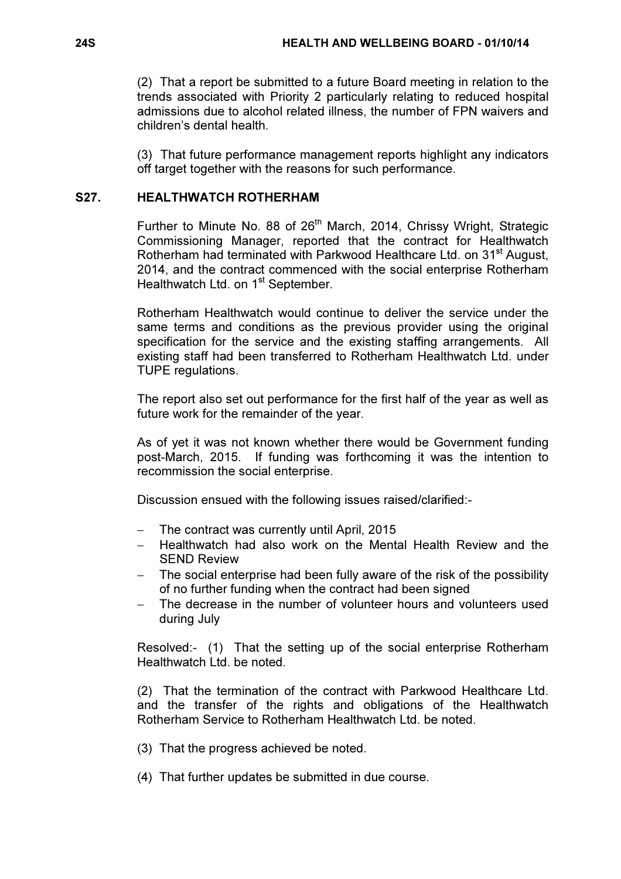(2) That a report be submitted to a future Board meeting in relation to the trends associated with Priority 2 particularly relating to reduced hospital admissions due to alcohol related illness, the number of FPN waivers and children's dental health.

(3) That future performance management reports highlight any indicators off target together with the reasons for such performance.

## S27. HEALTHWATCH ROTHERHAM

Further to Minute No. 88 of 26th March, 2014, Chrissy Wright, Strategic Commissioning Manager, reported that the contract for Healthwatch Rotherham had terminated with Parkwood Healthcare Ltd. on 31st August, 2014, and the contract commenced with the social enterprise Rotherham Healthwatch Ltd. on 1st September.

Rotherham Healthwatch would continue to deliver the service under the same terms and conditions as the previous provider using the original specification for the service and the existing staffing arrangements. All existing staff had been transferred to Rotherham Healthwatch Ltd. under TUPE regulations.

The report also set out performance for the first half of the year as well as future work for the remainder of the year.

As of yet it was not known whether there would be Government funding post-March, 2015. If funding was forthcoming it was the intention to recommission the social enterprise.

Discussion ensued with the following issues raised/clarified:-

- The contract was currently until April, 2015
- Healthwatch had also work on the Mental Health Review and the SEND Review
- The social enterprise had been fully aware of the risk of the possibility of no further funding when the contract had been signed
- The decrease in the number of volunteer hours and volunteers used during July

Resolved:- (1) That the setting up of the social enterprise Rotherham Healthwatch Ltd. be noted.

(2) That the termination of the contract with Parkwood Healthcare Ltd. and the transfer of the rights and obligations of the Healthwatch Rotherham Service to Rotherham Healthwatch Ltd. be noted.

(3) That the progress achieved be noted.

(4) That further updates be submitted in due course.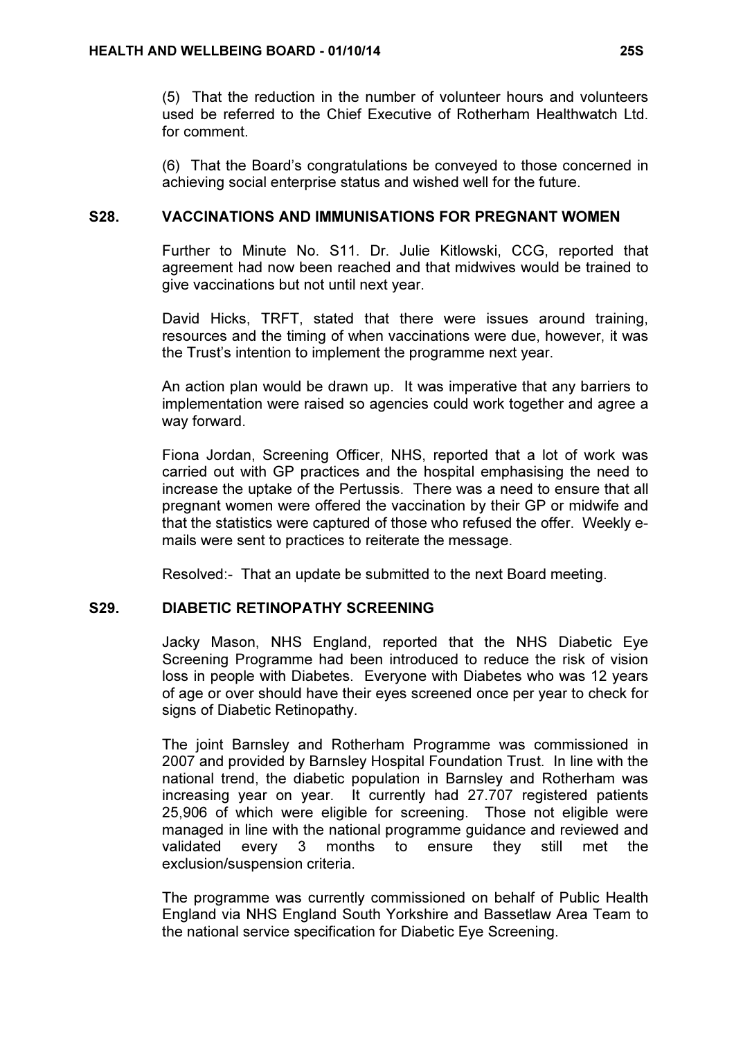(5) That the reduction in the number of volunteer hours and volunteers used be referred to the Chief Executive of Rotherham Healthwatch Ltd. for comment.

(6) That the Board's congratulations be conveyed to those concerned in achieving social enterprise status and wished well for the future.

## S28. VACCINATIONS AND IMMUNISATIONS FOR PREGNANT WOMEN

Further to Minute No. S11. Dr. Julie Kitlowski, CCG, reported that agreement had now been reached and that midwives would be trained to give vaccinations but not until next year.

David Hicks, TRFT, stated that there were issues around training, resources and the timing of when vaccinations were due, however, it was the Trust's intention to implement the programme next year.

An action plan would be drawn up. It was imperative that any barriers to implementation were raised so agencies could work together and agree a way forward.

Fiona Jordan, Screening Officer, NHS, reported that a lot of work was carried out with GP practices and the hospital emphasising the need to increase the uptake of the Pertussis. There was a need to ensure that all pregnant women were offered the vaccination by their GP or midwife and that the statistics were captured of those who refused the offer. Weekly e-mails were sent to practices to reiterate the message.

Resolved:- That an update be submitted to the next Board meeting.

## S29. DIABETIC RETINOPATHY SCREENING

Jacky Mason, NHS England, reported that the NHS Diabetic Eye Screening Programme had been introduced to reduce the risk of vision loss in people with Diabetes. Everyone with Diabetes who was 12 years of age or over should have their eyes screened once per year to check for signs of Diabetic Retinopathy.

The joint Barnsley and Rotherham Programme was commissioned in 2007 and provided by Barnsley Hospital Foundation Trust. In line with the national trend, the diabetic population in Barnsley and Rotherham was increasing year on year. It currently had 27.707 registered patients 25,906 of which were eligible for screening. Those not eligible were managed in line with the national programme guidance and reviewed and validated every 3 months to ensure they still met the exclusion/suspension criteria.

The programme was currently commissioned on behalf of Public Health England via NHS England South Yorkshire and Bassetlaw Area Team to the national service specification for Diabetic Eye Screening.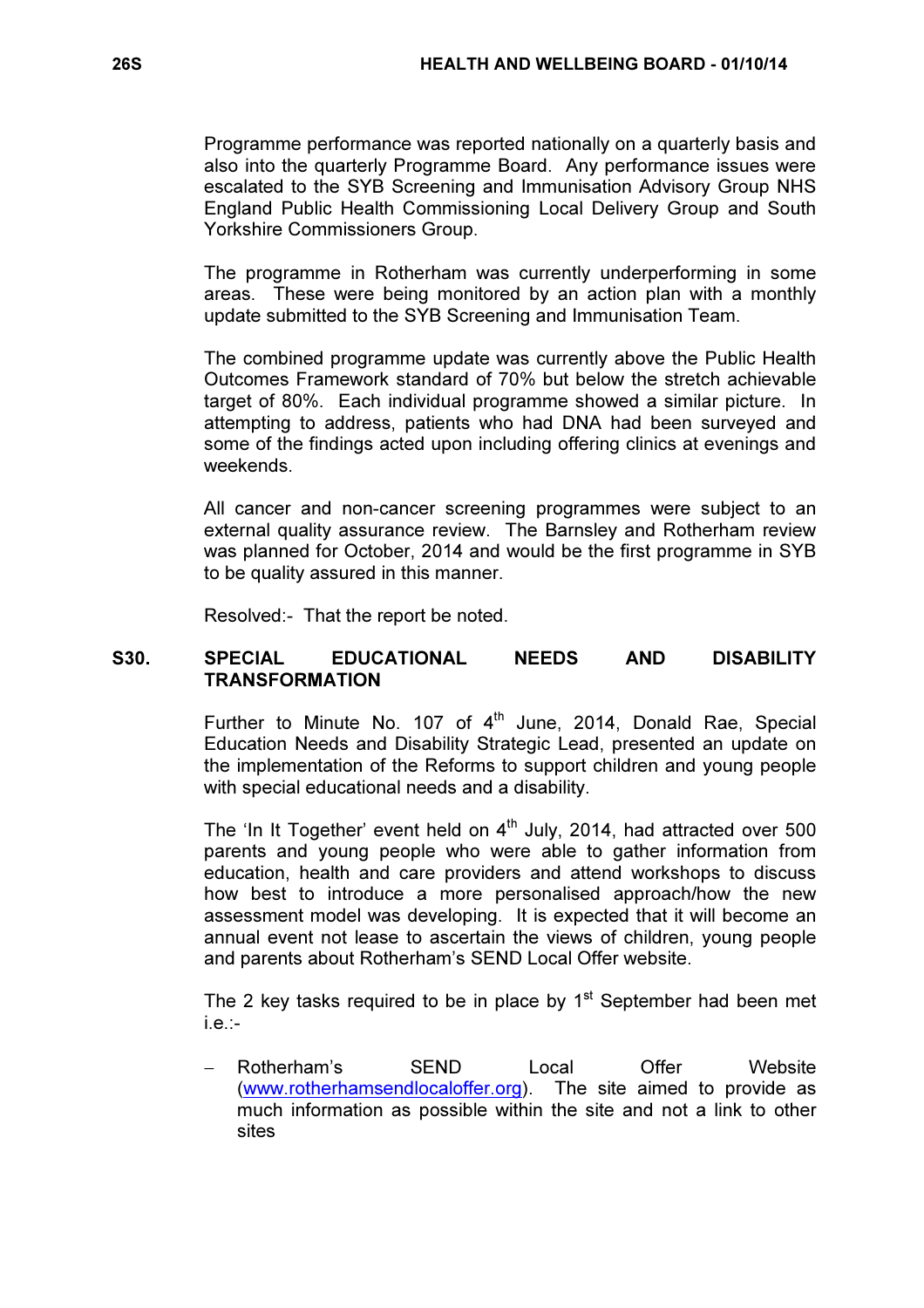Programme performance was reported nationally on a quarterly basis and also into the quarterly Programme Board. Any performance issues were escalated to the SYB Screening and Immunisation Advisory Group NHS England Public Health Commissioning Local Delivery Group and South Yorkshire Commissioners Group.

The programme in Rotherham was currently underperforming in some areas. These were being monitored by an action plan with a monthly update submitted to the SYB Screening and Immunisation Team.

The combined programme update was currently above the Public Health Outcomes Framework standard of 70% but below the stretch achievable target of 80%. Each individual programme showed a similar picture. In attempting to address, patients who had DNA had been surveyed and some of the findings acted upon including offering clinics at evenings and weekends.

All cancer and non-cancer screening programmes were subject to an external quality assurance review. The Barnsley and Rotherham review was planned for October, 2014 and would be the first programme in SYB to be quality assured in this manner.

Resolved:- That the report be noted.

## S30. SPECIAL EDUCATIONAL NEEDS AND DISABILITY TRANSFORMATION

Further to Minute No. 107 of 4th June, 2014, Donald Rae, Special Education Needs and Disability Strategic Lead, presented an update on the implementation of the Reforms to support children and young people with special educational needs and a disability.

The 'In It Together' event held on 4th July, 2014, had attracted over 500 parents and young people who were able to gather information from education, health and care providers and attend workshops to discuss how best to introduce a more personalised approach/how the new assessment model was developing. It is expected that it will become an annual event not lease to ascertain the views of children, young people and parents about Rotherham's SEND Local Offer website.

The 2 key tasks required to be in place by 1st September had been met i.e.:-

- Rotherham's SEND Local Offer Website (www.rotherhamsendlocaloffer.org). The site aimed to provide as much information as possible within the site and not a link to other sites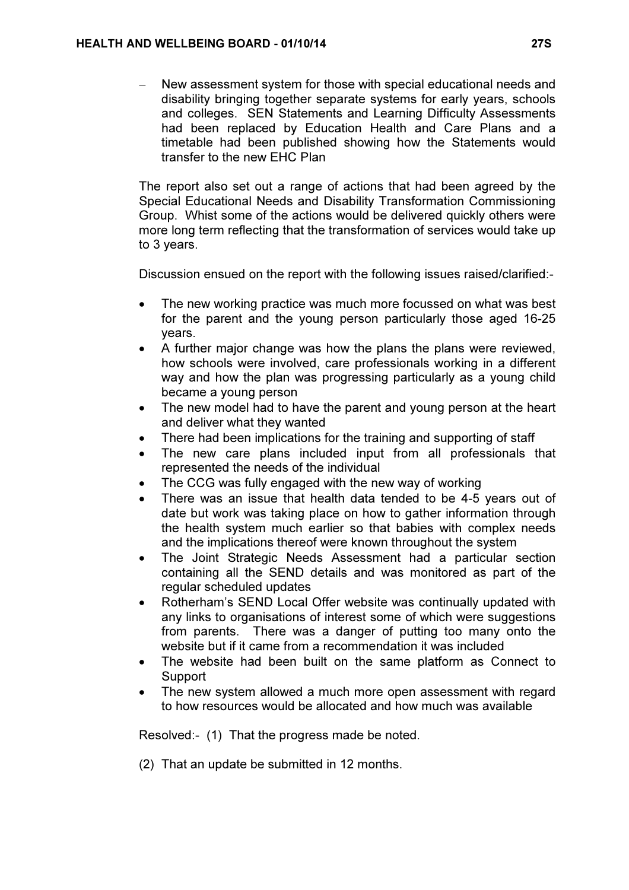- New assessment system for those with special educational needs and disability bringing together separate systems for early years, schools and colleges. SEN Statements and Learning Difficulty Assessments had been replaced by Education Health and Care Plans and a timetable had been published showing how the Statements would transfer to the new EHC Plan

The report also set out a range of actions that had been agreed by the Special Educational Needs and Disability Transformation Commissioning Group. Whist some of the actions would be delivered quickly others were more long term reflecting that the transformation of services would take up to 3 years.

Discussion ensued on the report with the following issues raised/clarified:-

- The new working practice was much more focussed on what was best for the parent and the young person particularly those aged 16-25 years.
- A further major change was how the plans the plans were reviewed, how schools were involved, care professionals working in a different way and how the plan was progressing particularly as a young child became a young person
- The new model had to have the parent and young person at the heart and deliver what they wanted
- There had been implications for the training and supporting of staff
- The new care plans included input from all professionals that represented the needs of the individual
- The CCG was fully engaged with the new way of working
- There was an issue that health data tended to be 4-5 years out of date but work was taking place on how to gather information through the health system much earlier so that babies with complex needs and the implications thereof were known throughout the system
- The Joint Strategic Needs Assessment had a particular section containing all the SEND details and was monitored as part of the regular scheduled updates
- Rotherham's SEND Local Offer website was continually updated with any links to organisations of interest some of which were suggestions from parents. There was a danger of putting too many onto the website but if it came from a recommendation it was included
- The website had been built on the same platform as Connect to Support
- The new system allowed a much more open assessment with regard to how resources would be allocated and how much was available

Resolved:- (1) That the progress made be noted.

(2) That an update be submitted in 12 months.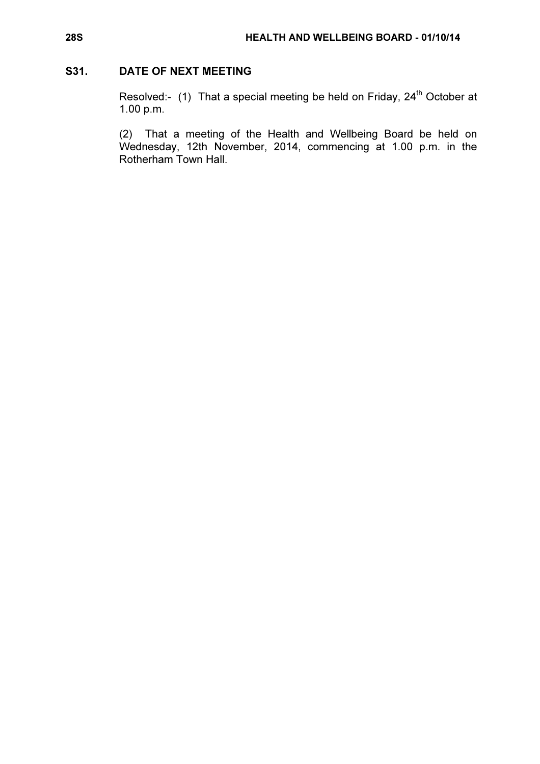## S31. DATE OF NEXT MEETING

Resolved:- (1) That a special meeting be held on Friday, 24th October at 1.00 p.m.

(2) That a meeting of the Health and Wellbeing Board be held on Wednesday, 12th November, 2014, commencing at 1.00 p.m. in the Rotherham Town Hall.